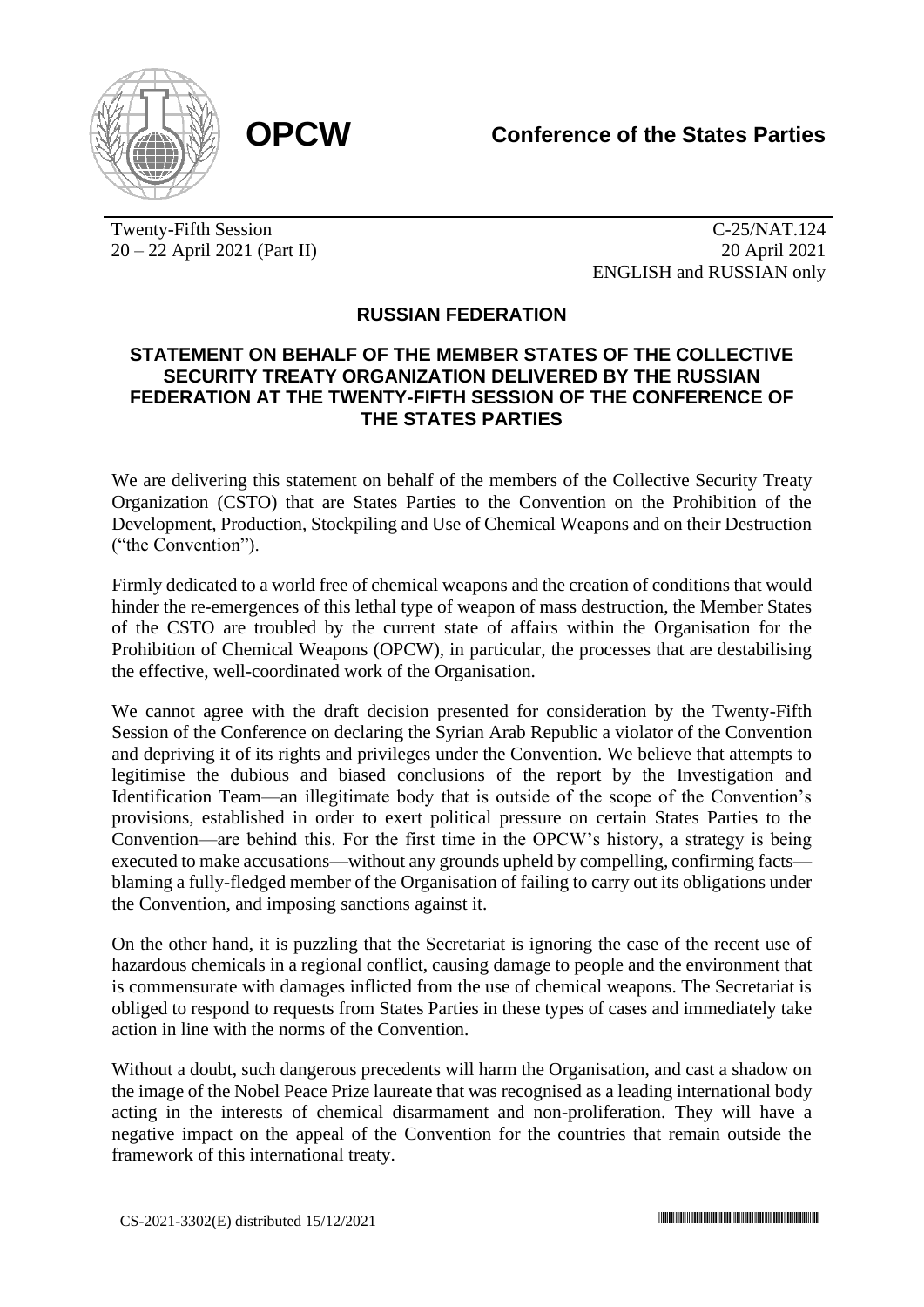**OPCW**

**Conference of the States Parties**

Twenty-Fifth Session
20 – 22 April 2021 (Part II)

C-25/NAT.124
20 April 2021
ENGLISH and RUSSIAN only

## RUSSIAN FEDERATION

## STATEMENT ON BEHALF OF THE MEMBER STATES OF THE COLLECTIVE SECURITY TREATY ORGANIZATION DELIVERED BY THE RUSSIAN FEDERATION AT THE TWENTY-FIFTH SESSION OF THE CONFERENCE OF THE STATES PARTIES

We are delivering this statement on behalf of the members of the Collective Security Treaty Organization (CSTO) that are States Parties to the Convention on the Prohibition of the Development, Production, Stockpiling and Use of Chemical Weapons and on their Destruction ("the Convention").

Firmly dedicated to a world free of chemical weapons and the creation of conditions that would hinder the re-emergences of this lethal type of weapon of mass destruction, the Member States of the CSTO are troubled by the current state of affairs within the Organisation for the Prohibition of Chemical Weapons (OPCW), in particular, the processes that are destabilising the effective, well-coordinated work of the Organisation.

We cannot agree with the draft decision presented for consideration by the Twenty-Fifth Session of the Conference on declaring the Syrian Arab Republic a violator of the Convention and depriving it of its rights and privileges under the Convention. We believe that attempts to legitimise the dubious and biased conclusions of the report by the Investigation and Identification Team—an illegitimate body that is outside of the scope of the Convention's provisions, established in order to exert political pressure on certain States Parties to the Convention—are behind this. For the first time in the OPCW's history, a strategy is being executed to make accusations—without any grounds upheld by compelling, confirming facts—blaming a fully-fledged member of the Organisation of failing to carry out its obligations under the Convention, and imposing sanctions against it.

On the other hand, it is puzzling that the Secretariat is ignoring the case of the recent use of hazardous chemicals in a regional conflict, causing damage to people and the environment that is commensurate with damages inflicted from the use of chemical weapons. The Secretariat is obliged to respond to requests from States Parties in these types of cases and immediately take action in line with the norms of the Convention.

Without a doubt, such dangerous precedents will harm the Organisation, and cast a shadow on the image of the Nobel Peace Prize laureate that was recognised as a leading international body acting in the interests of chemical disarmament and non-proliferation. They will have a negative impact on the appeal of the Convention for the countries that remain outside the framework of this international treaty.

CS-2021-3302(E) distributed 15/12/2021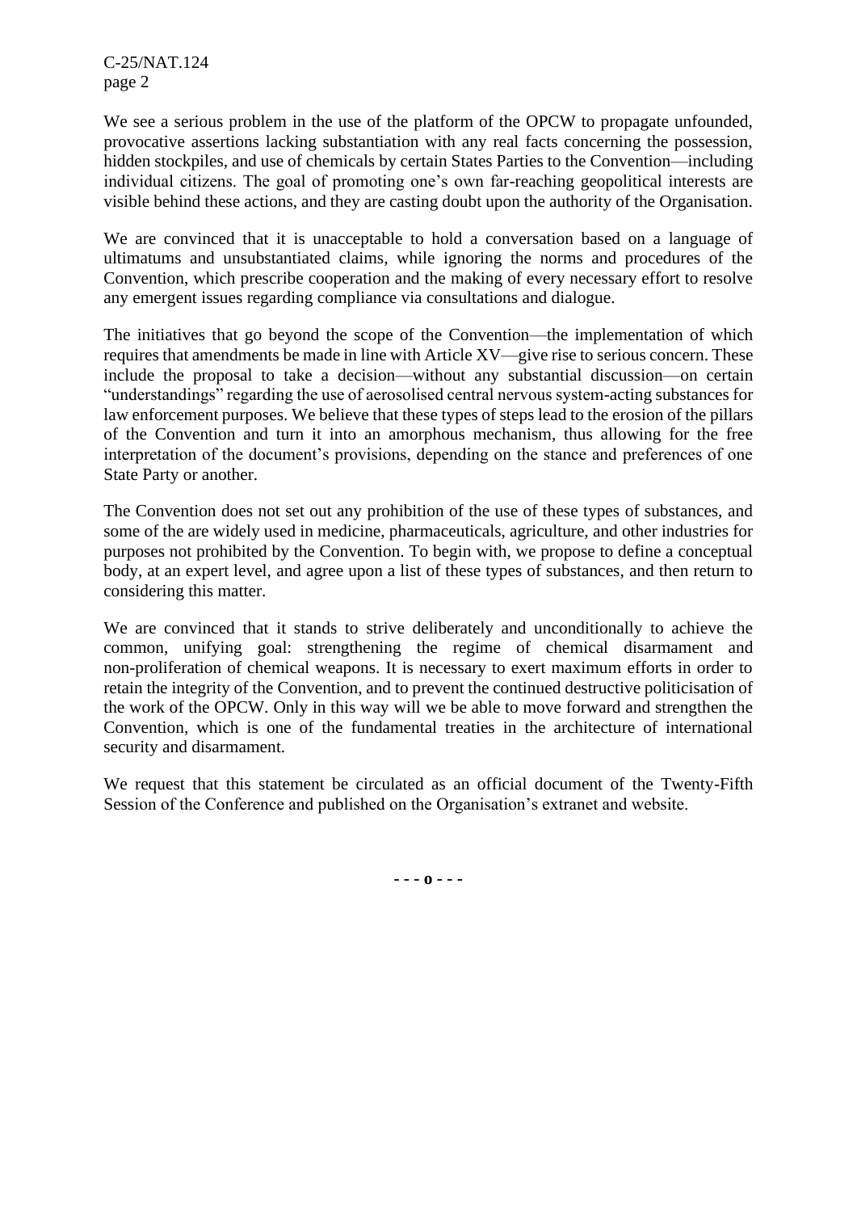We see a serious problem in the use of the platform of the OPCW to propagate unfounded, provocative assertions lacking substantiation with any real facts concerning the possession, hidden stockpiles, and use of chemicals by certain States Parties to the Convention—including individual citizens. The goal of promoting one's own far-reaching geopolitical interests are visible behind these actions, and they are casting doubt upon the authority of the Organisation.

We are convinced that it is unacceptable to hold a conversation based on a language of ultimatums and unsubstantiated claims, while ignoring the norms and procedures of the Convention, which prescribe cooperation and the making of every necessary effort to resolve any emergent issues regarding compliance via consultations and dialogue.

The initiatives that go beyond the scope of the Convention—the implementation of which requires that amendments be made in line with Article XV—give rise to serious concern. These include the proposal to take a decision—without any substantial discussion—on certain "understandings" regarding the use of aerosolised central nervous system-acting substances for law enforcement purposes. We believe that these types of steps lead to the erosion of the pillars of the Convention and turn it into an amorphous mechanism, thus allowing for the free interpretation of the document's provisions, depending on the stance and preferences of one State Party or another.

The Convention does not set out any prohibition of the use of these types of substances, and some of the are widely used in medicine, pharmaceuticals, agriculture, and other industries for purposes not prohibited by the Convention. To begin with, we propose to define a conceptual body, at an expert level, and agree upon a list of these types of substances, and then return to considering this matter.

We are convinced that it stands to strive deliberately and unconditionally to achieve the common, unifying goal: strengthening the regime of chemical disarmament and non-proliferation of chemical weapons. It is necessary to exert maximum efforts in order to retain the integrity of the Convention, and to prevent the continued destructive politicisation of the work of the OPCW. Only in this way will we be able to move forward and strengthen the Convention, which is one of the fundamental treaties in the architecture of international security and disarmament.

We request that this statement be circulated as an official document of the Twenty-Fifth Session of the Conference and published on the Organisation's extranet and website.

**- - - o - - -**